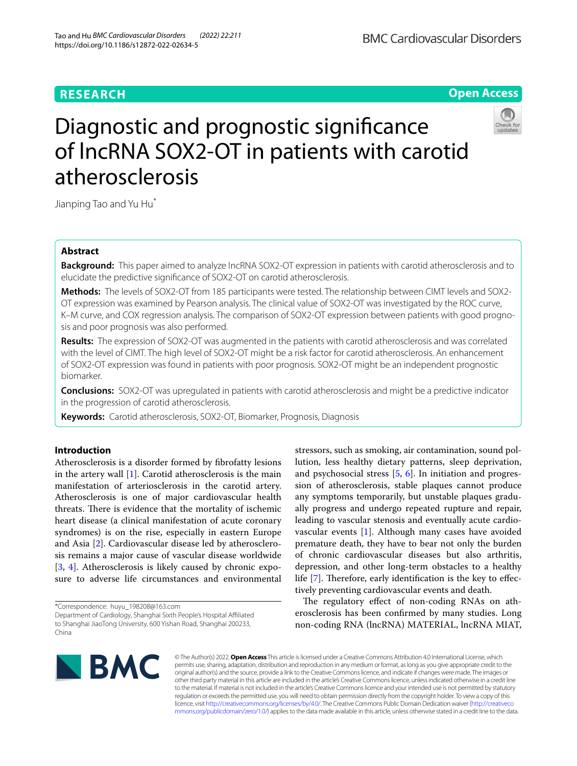RESEARCH

Open Access

# Diagnostic and prognostic significance of lncRNA SOX2-OT in patients with carotid atherosclerosis

Jianping Tao and Yu Hu*

## Abstract

**Background:** This paper aimed to analyze lncRNA SOX2-OT expression in patients with carotid atherosclerosis and to elucidate the predictive significance of SOX2-OT on carotid atherosclerosis.

**Methods:** The levels of SOX2-OT from 185 participants were tested. The relationship between CIMT levels and SOX2-OT expression was examined by Pearson analysis. The clinical value of SOX2-OT was investigated by the ROC curve, K–M curve, and COX regression analysis. The comparison of SOX2-OT expression between patients with good prognosis and poor prognosis was also performed.

**Results:** The expression of SOX2-OT was augmented in the patients with carotid atherosclerosis and was correlated with the level of CIMT. The high level of SOX2-OT might be a risk factor for carotid atherosclerosis. An enhancement of SOX2-OT expression was found in patients with poor prognosis. SOX2-OT might be an independent prognostic biomarker.

**Conclusions:** SOX2-OT was upregulated in patients with carotid atherosclerosis and might be a predictive indicator in the progression of carotid atherosclerosis.

**Keywords:** Carotid atherosclerosis, SOX2-OT, Biomarker, Prognosis, Diagnosis

## Introduction

Atherosclerosis is a disorder formed by fibrofatty lesions in the artery wall [1]. Carotid atherosclerosis is the main manifestation of arteriosclerosis in the carotid artery. Atherosclerosis is one of major cardiovascular health threats. There is evidence that the mortality of ischemic heart disease (a clinical manifestation of acute coronary syndromes) is on the rise, especially in eastern Europe and Asia [2]. Cardiovascular disease led by atherosclerosis remains a major cause of vascular disease worldwide [3, 4]. Atherosclerosis is likely caused by chronic exposure to adverse life circumstances and environmental stressors, such as smoking, air contamination, sound pollution, less healthy dietary patterns, sleep deprivation, and psychosocial stress [5, 6]. In initiation and progression of atherosclerosis, stable plaques cannot produce any symptoms temporarily, but unstable plaques gradually progress and undergo repeated rupture and repair, leading to vascular stenosis and eventually acute cardiovascular events [1]. Although many cases have avoided premature death, they have to bear not only the burden of chronic cardiovascular diseases but also arthritis, depression, and other long-term obstacles to a healthy life [7]. Therefore, early identification is the key to effectively preventing cardiovascular events and death.

The regulatory effect of non-coding RNAs on atherosclerosis has been confirmed by many studies. Long non-coding RNA (lncRNA) MATERIAL, lncRNA MIAT,

*Correspondence: huyu_198208@163.com
Department of Cardiology, Shanghai Sixth People's Hospital Affiliated to Shanghai JiaoTong University, 600 Yishan Road, Shanghai 200233, China

© The Author(s) 2022. **Open Access** This article is licensed under a Creative Commons Attribution 4.0 International License, which permits use, sharing, adaptation, distribution and reproduction in any medium or format, as long as you give appropriate credit to the original author(s) and the source, provide a link to the Creative Commons licence, and indicate if changes were made. The images or other third party material in this article are included in the article's Creative Commons licence, unless indicated otherwise in a credit line to the material. If material is not included in the article's Creative Commons licence and your intended use is not permitted by statutory regulation or exceeds the permitted use, you will need to obtain permission directly from the copyright holder. To view a copy of this licence, visit http://creativecommons.org/licenses/by/4.0/. The Creative Commons Public Domain Dedication waiver (http://creativecommons.org/publicdomain/zero/1.0/) applies to the data made available in this article, unless otherwise stated in a credit line to the data.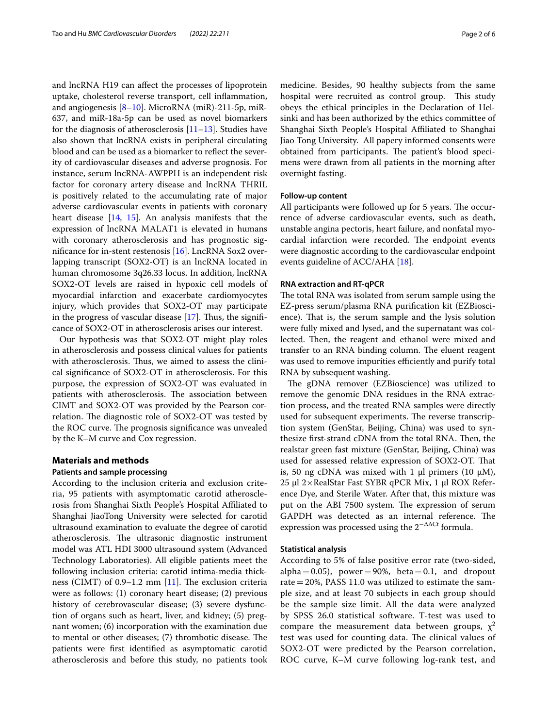and lncRNA H19 can affect the processes of lipoprotein uptake, cholesterol reverse transport, cell inflammation, and angiogenesis [8–10]. MicroRNA (miR)-211-5p, miR-637, and miR-18a-5p can be used as novel biomarkers for the diagnosis of atherosclerosis [11–13]. Studies have also shown that lncRNA exists in peripheral circulating blood and can be used as a biomarker to reflect the severity of cardiovascular diseases and adverse prognosis. For instance, serum lncRNA-AWPPH is an independent risk factor for coronary artery disease and lncRNA THRIL is positively related to the accumulating rate of major adverse cardiovascular events in patients with coronary heart disease [14, 15]. An analysis manifests that the expression of lncRNA MALAT1 is elevated in humans with coronary atherosclerosis and has prognostic significance for in-stent restenosis [16]. LncRNA Sox2 overlapping transcript (SOX2-OT) is an lncRNA located in human chromosome 3q26.33 locus. In addition, lncRNA SOX2-OT levels are raised in hypoxic cell models of myocardial infarction and exacerbate cardiomyocytes injury, which provides that SOX2-OT may participate in the progress of vascular disease [17]. Thus, the significance of SOX2-OT in atherosclerosis arises our interest.

Our hypothesis was that SOX2-OT might play roles in atherosclerosis and possess clinical values for patients with atherosclerosis. Thus, we aimed to assess the clinical significance of SOX2-OT in atherosclerosis. For this purpose, the expression of SOX2-OT was evaluated in patients with atherosclerosis. The association between CIMT and SOX2-OT was provided by the Pearson correlation. The diagnostic role of SOX2-OT was tested by the ROC curve. The prognosis significance was unvealed by the K–M curve and Cox regression.

## Materials and methods

### Patients and sample processing

According to the inclusion criteria and exclusion criteria, 95 patients with asymptomatic carotid atherosclerosis from Shanghai Sixth People's Hospital Affiliated to Shanghai JiaoTong University were selected for carotid ultrasound examination to evaluate the degree of carotid atherosclerosis. The ultrasonic diagnostic instrument model was ATL HDI 3000 ultrasound system (Advanced Technology Laboratories). All eligible patients meet the following inclusion criteria: carotid intima-media thickness (CIMT) of 0.9–1.2 mm [11]. The exclusion criteria were as follows: (1) coronary heart disease; (2) previous history of cerebrovascular disease; (3) severe dysfunction of organs such as heart, liver, and kidney; (5) pregnant women; (6) incorporation with the examination due to mental or other diseases; (7) thrombotic disease. The patients were first identified as asymptomatic carotid atherosclerosis and before this study, no patients took medicine. Besides, 90 healthy subjects from the same hospital were recruited as control group. This study obeys the ethical principles in the Declaration of Helsinki and has been authorized by the ethics committee of Shanghai Sixth People's Hospital Affiliated to Shanghai Jiao Tong University. All papery informed consents were obtained from participants. The patient's blood specimens were drawn from all patients in the morning after overnight fasting.

### Follow-up content

All participants were followed up for 5 years. The occurrence of adverse cardiovascular events, such as death, unstable angina pectoris, heart failure, and nonfatal myocardial infarction were recorded. The endpoint events were diagnostic according to the cardiovascular endpoint events guideline of ACC/AHA [18].

### RNA extraction and RT-qPCR

The total RNA was isolated from serum sample using the EZ-press serum/plasma RNA purification kit (EZBioscience). That is, the serum sample and the lysis solution were fully mixed and lysed, and the supernatant was collected. Then, the reagent and ethanol were mixed and transfer to an RNA binding column. The eluent reagent was used to remove impurities efficiently and purify total RNA by subsequent washing.

The gDNA remover (EZBioscience) was utilized to remove the genomic DNA residues in the RNA extraction process, and the treated RNA samples were directly used for subsequent experiments. The reverse transcription system (GenStar, Beijing, China) was used to synthesize first-strand cDNA from the total RNA. Then, the realstar green fast mixture (GenStar, Beijing, China) was used for assessed relative expression of SOX2-OT. That is, 50 ng cDNA was mixed with 1 μl primers (10 μM), 25 μl 2×RealStar Fast SYBR qPCR Mix, 1 μl ROX Reference Dye, and Sterile Water. After that, this mixture was put on the ABI 7500 system. The expression of serum GAPDH was detected as an internal reference. The expression was processed using the $2^{-\Delta\Delta Ct}$ formula.

### Statistical analysis

According to 5% of false positive error rate (two-sided, alpha = 0.05), power = 90%, beta = 0.1, and dropout rate = 20%, PASS 11.0 was utilized to estimate the sample size, and at least 70 subjects in each group should be the sample size limit. All the data were analyzed by SPSS 26.0 statistical software. T-test was used to compare the measurement data between groups, $\chi^2$ test was used for counting data. The clinical values of SOX2-OT were predicted by the Pearson correlation, ROC curve, K–M curve following log-rank test, and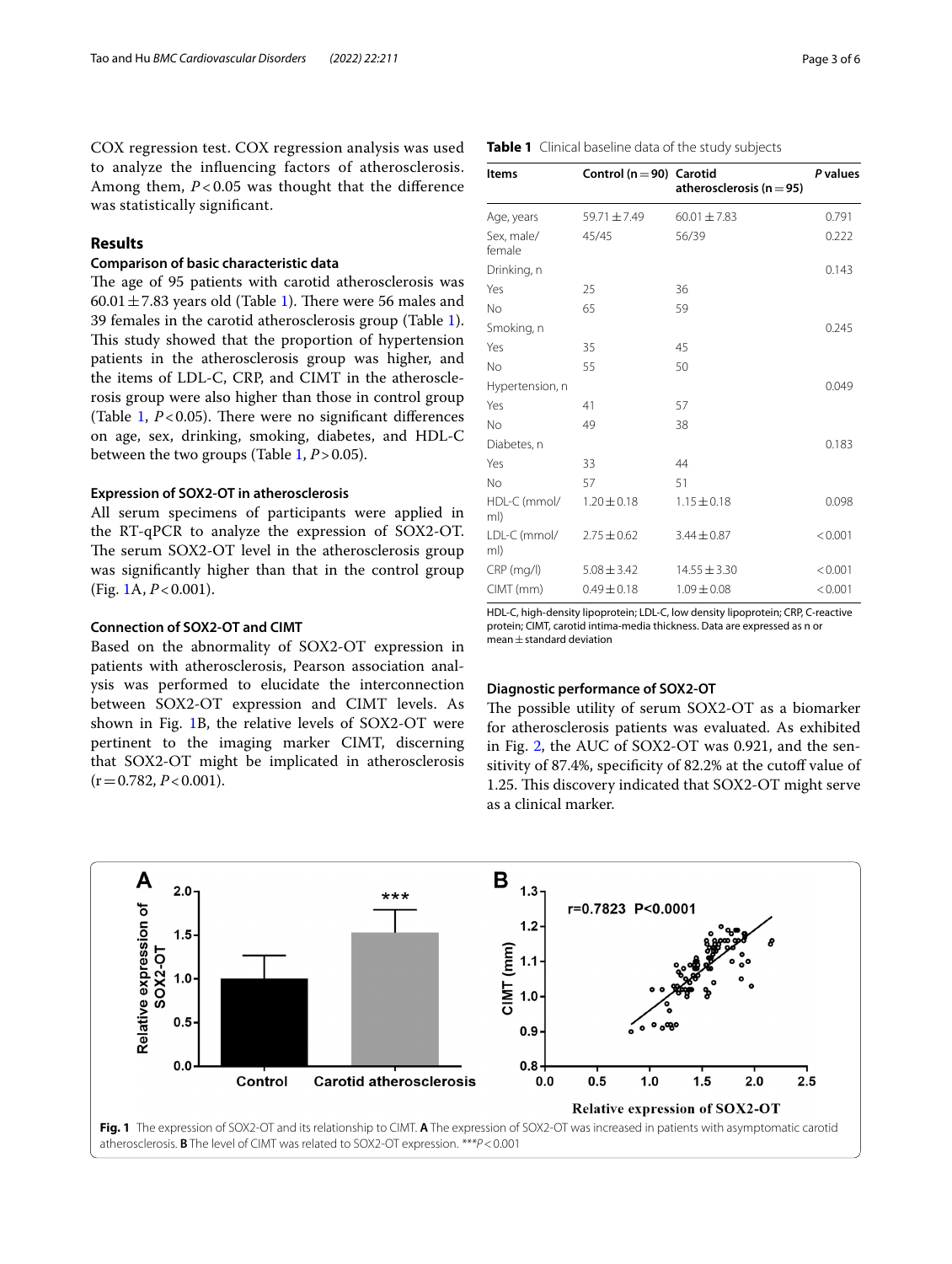COX regression test. COX regression analysis was used to analyze the influencing factors of atherosclerosis. Among them, $P < 0.05$ was thought that the difference was statistically significant.

## Results

### Comparison of basic characteristic data

The age of 95 patients with carotid atherosclerosis was $60.01 \pm 7.83$ years old (Table 1). There were 56 males and 39 females in the carotid atherosclerosis group (Table 1). This study showed that the proportion of hypertension patients in the atherosclerosis group was higher, and the items of LDL-C, CRP, and CIMT in the atherosclerosis group were also higher than those in control group (Table 1, $P < 0.05$). There were no significant differences on age, sex, drinking, smoking, diabetes, and HDL-C between the two groups (Table 1, $P > 0.05$).

### Expression of SOX2-OT in atherosclerosis

All serum specimens of participants were applied in the RT-qPCR to analyze the expression of SOX2-OT. The serum SOX2-OT level in the atherosclerosis group was significantly higher than that in the control group (Fig. 1A, $P < 0.001$).

### Connection of SOX2-OT and CIMT

Based on the abnormality of SOX2-OT expression in patients with atherosclerosis, Pearson association analysis was performed to elucidate the interconnection between SOX2-OT expression and CIMT levels. As shown in Fig. 1B, the relative levels of SOX2-OT were pertinent to the imaging marker CIMT, discerning that SOX2-OT might be implicated in atherosclerosis ($r = 0.782$, $P < 0.001$).

**Table 1** Clinical baseline data of the study subjects

| Items | Control (n = 90) | Carotid atherosclerosis (n = 95) | *P* values |
|---|---|---|---|
| Age, years | 59.71 ± 7.49 | 60.01 ± 7.83 | 0.791 |
| Sex, male/female | 45/45 | 56/39 | 0.222 |
| Drinking, n | | | 0.143 |
| Yes | 25 | 36 | |
| No | 65 | 59 | |
| Smoking, n | | | 0.245 |
| Yes | 35 | 45 | |
| No | 55 | 50 | |
| Hypertension, n | | | 0.049 |
| Yes | 41 | 57 | |
| No | 49 | 38 | |
| Diabetes, n | | | 0.183 |
| Yes | 33 | 44 | |
| No | 57 | 51 | |
| HDL-C (mmol/ml) | 1.20 ± 0.18 | 1.15 ± 0.18 | 0.098 |
| LDL-C (mmol/ml) | 2.75 ± 0.62 | 3.44 ± 0.87 | < 0.001 |
| CRP (mg/l) | 5.08 ± 3.42 | 14.55 ± 3.30 | < 0.001 |
| CIMT (mm) | 0.49 ± 0.18 | 1.09 ± 0.08 | < 0.001 |

HDL-C, high-density lipoprotein; LDL-C, low density lipoprotein; CRP, C-reactive protein; CIMT, carotid intima-media thickness. Data are expressed as n or mean ± standard deviation

### Diagnostic performance of SOX2-OT

The possible utility of serum SOX2-OT as a biomarker for atherosclerosis patients was evaluated. As exhibited in Fig. 2, the AUC of SOX2-OT was 0.921, and the sensitivity of 87.4%, specificity of 82.2% at the cutoff value of 1.25. This discovery indicated that SOX2-OT might serve as a clinical marker.

A
Relative expression of SOX2-OT
2.0
1.5
1.0
0.5
0.0
***
Control
Carotid atherosclerosis

B
r=0.7823 P<0.0001
CIMT (mm)
1.3
1.2
1.1
1.0
0.9
0.8
0.0 0.5 1.0 1.5 2.0 2.5
Relative expression of SOX2-OT

**Fig. 1** The expression of SOX2-OT and its relationship to CIMT. **A** The expression of SOX2-OT was increased in patients with asymptomatic carotid atherosclerosis. **B** The level of CIMT was related to SOX2-OT expression. ***$P < 0.001$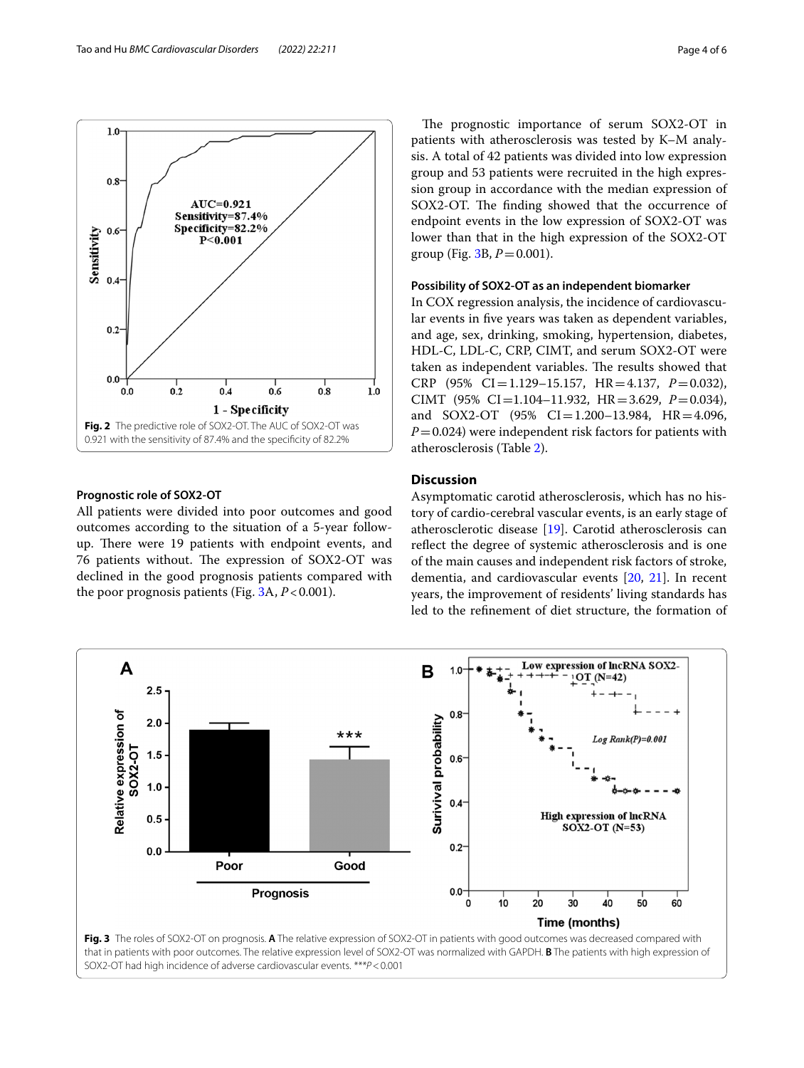1.0
0.8
0.6
0.4
0.2
0.0
0.0 0.2 0.4 0.6 0.8 1.0
Sensitivity
1 - Specificity
AUC=0.921
Sensitivity=87.4%
Specificity=82.2%
P<0.001

**Fig. 2** The predictive role of SOX2-OT. The AUC of SOX2-OT was 0.921 with the sensitivity of 87.4% and the specificity of 82.2%

### Prognostic role of SOX2-OT

All patients were divided into poor outcomes and good outcomes according to the situation of a 5-year follow-up. There were 19 patients with endpoint events, and 76 patients without. The expression of SOX2-OT was declined in the good prognosis patients compared with the poor prognosis patients (Fig. 3A, $P < 0.001$).

The prognostic importance of serum SOX2-OT in patients with atherosclerosis was tested by K–M analysis. A total of 42 patients was divided into low expression group and 53 patients were recruited in the high expression group in accordance with the median expression of SOX2-OT. The finding showed that the occurrence of endpoint events in the low expression of SOX2-OT was lower than that in the high expression of the SOX2-OT group (Fig. 3B, $P = 0.001$).

### Possibility of SOX2-OT as an independent biomarker

In COX regression analysis, the incidence of cardiovascular events in five years was taken as dependent variables, and age, sex, drinking, smoking, hypertension, diabetes, HDL-C, LDL-C, CRP, CIMT, and serum SOX2-OT were taken as independent variables. The results showed that CRP (95% CI = 1.129–15.157, HR = 4.137, $P = 0.032$), CIMT (95% CI = 1.104–11.932, HR = 3.629, $P = 0.034$), and SOX2-OT (95% CI = 1.200–13.984, HR = 4.096, $P = 0.024$) were independent risk factors for patients with atherosclerosis (Table 2).

## Discussion

Asymptomatic carotid atherosclerosis, which has no history of cardio-cerebral vascular events, is an early stage of atherosclerotic disease [19]. Carotid atherosclerosis can reflect the degree of systemic atherosclerosis and is one of the main causes and independent risk factors of stroke, dementia, and cardiovascular events [20, 21]. In recent years, the improvement of residents' living standards has led to the refinement of diet structure, the formation of

A
Relative expression of SOX2-OT
2.5
2.0
1.5
1.0
0.5
0.0
***
Poor
Good
Prognosis

B
Surivival probability
1.0
0.8
0.6
0.4
0.2
0.0
0 10 20 30 40 50 60
Time (months)
Low expression of lncRNA SOX2-OT (N=42)
Log Rank(P)=0.001
High expression of lncRNA SOX2-OT (N=53)

**Fig. 3** The roles of SOX2-OT on prognosis. **A** The relative expression of SOX2-OT in patients with good outcomes was decreased compared with that in patients with poor outcomes. The relative expression level of SOX2-OT was normalized with GAPDH. **B** The patients with high expression of SOX2-OT had high incidence of adverse cardiovascular events. ***$P < 0.001$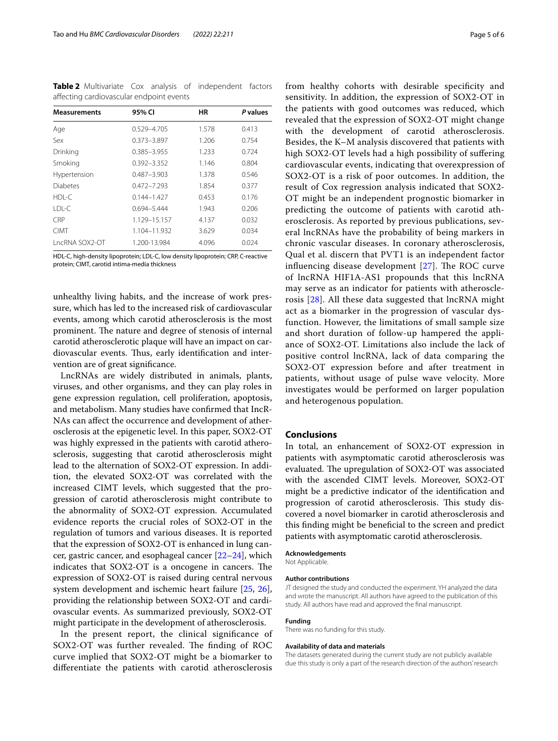**Table 2** Multivariate Cox analysis of independent factors affecting cardiovascular endpoint events

| Measurements | 95% CI | HR | *P* values |
|---|---|---|---|
| Age | 0.529–4.705 | 1.578 | 0.413 |
| Sex | 0.373–3.897 | 1.206 | 0.754 |
| Drinking | 0.385–3.955 | 1.233 | 0.724 |
| Smoking | 0.392–3.352 | 1.146 | 0.804 |
| Hypertension | 0.487–3.903 | 1.378 | 0.546 |
| Diabetes | 0.472–7.293 | 1.854 | 0.377 |
| HDL-C | 0.144–1.427 | 0.453 | 0.176 |
| LDL-C | 0.694–5.444 | 1.943 | 0.206 |
| CRP | 1.129–15.157 | 4.137 | 0.032 |
| CIMT | 1.104–11.932 | 3.629 | 0.034 |
| LncRNA SOX2-OT | 1.200-13.984 | 4.096 | 0.024 |

HDL-C, high-density lipoprotein; LDL-C, low density lipoprotein; CRP, C-reactive protein; CIMT, carotid intima-media thickness

unhealthy living habits, and the increase of work pressure, which has led to the increased risk of cardiovascular events, among which carotid atherosclerosis is the most prominent. The nature and degree of stenosis of internal carotid atherosclerotic plaque will have an impact on cardiovascular events. Thus, early identification and intervention are of great significance.

LncRNAs are widely distributed in animals, plants, viruses, and other organisms, and they can play roles in gene expression regulation, cell proliferation, apoptosis, and metabolism. Many studies have confirmed that IncRNAs can affect the occurrence and development of atherosclerosis at the epigenetic level. In this paper, SOX2-OT was highly expressed in the patients with carotid atherosclerosis, suggesting that carotid atherosclerosis might lead to the alternation of SOX2-OT expression. In addition, the elevated SOX2-OT was correlated with the increased CIMT levels, which suggested that the progression of carotid atherosclerosis might contribute to the abnormality of SOX2-OT expression. Accumulated evidence reports the crucial roles of SOX2-OT in the regulation of tumors and various diseases. It is reported that the expression of SOX2-OT is enhanced in lung cancer, gastric cancer, and esophageal cancer [22–24], which indicates that SOX2-OT is a oncogene in cancers. The expression of SOX2-OT is raised during central nervous system development and ischemic heart failure [25, 26], providing the relationship between SOX2-OT and cardiovascular events. As summarized previously, SOX2-OT might participate in the development of atherosclerosis.

In the present report, the clinical significance of SOX2-OT was further revealed. The finding of ROC curve implied that SOX2-OT might be a biomarker to differentiate the patients with carotid atherosclerosis from healthy cohorts with desirable specificity and sensitivity. In addition, the expression of SOX2-OT in the patients with good outcomes was reduced, which revealed that the expression of SOX2-OT might change with the development of carotid atherosclerosis. Besides, the K–M analysis discovered that patients with high SOX2-OT levels had a high possibility of suffering cardiovascular events, indicating that overexpression of SOX2-OT is a risk of poor outcomes. In addition, the result of Cox regression analysis indicated that SOX2-OT might be an independent prognostic biomarker in predicting the outcome of patients with carotid atherosclerosis. As reported by previous publications, several lncRNAs have the probability of being markers in chronic vascular diseases. In coronary atherosclerosis, Qual et al. discern that PVT1 is an independent factor influencing disease development [27]. The ROC curve of lncRNA HIF1A-AS1 propounds that this lncRNA may serve as an indicator for patients with atherosclerosis [28]. All these data suggested that lncRNA might act as a biomarker in the progression of vascular dysfunction. However, the limitations of small sample size and short duration of follow-up hampered the appliance of SOX2-OT. Limitations also include the lack of positive control lncRNA, lack of data comparing the SOX2-OT expression before and after treatment in patients, without usage of pulse wave velocity. More investigates would be performed on larger population and heterogenous population.

## Conclusions

In total, an enhancement of SOX2-OT expression in patients with asymptomatic carotid atherosclerosis was evaluated. The upregulation of SOX2-OT was associated with the ascended CIMT levels. Moreover, SOX2-OT might be a predictive indicator of the identification and progression of carotid atherosclerosis. This study discovered a novel biomarker in carotid atherosclerosis and this finding might be beneficial to the screen and predict patients with asymptomatic carotid atherosclerosis.

#### Acknowledgements

Not Applicable.

#### Author contributions

JT designed the study and conducted the experiment. YH analyzed the data and wrote the manuscript. All authors have agreed to the publication of this study. All authors have read and approved the final manuscript.

#### Funding

There was no funding for this study.

#### Availability of data and materials

The datasets generated during the current study are not publicly available due this study is only a part of the research direction of the authors' research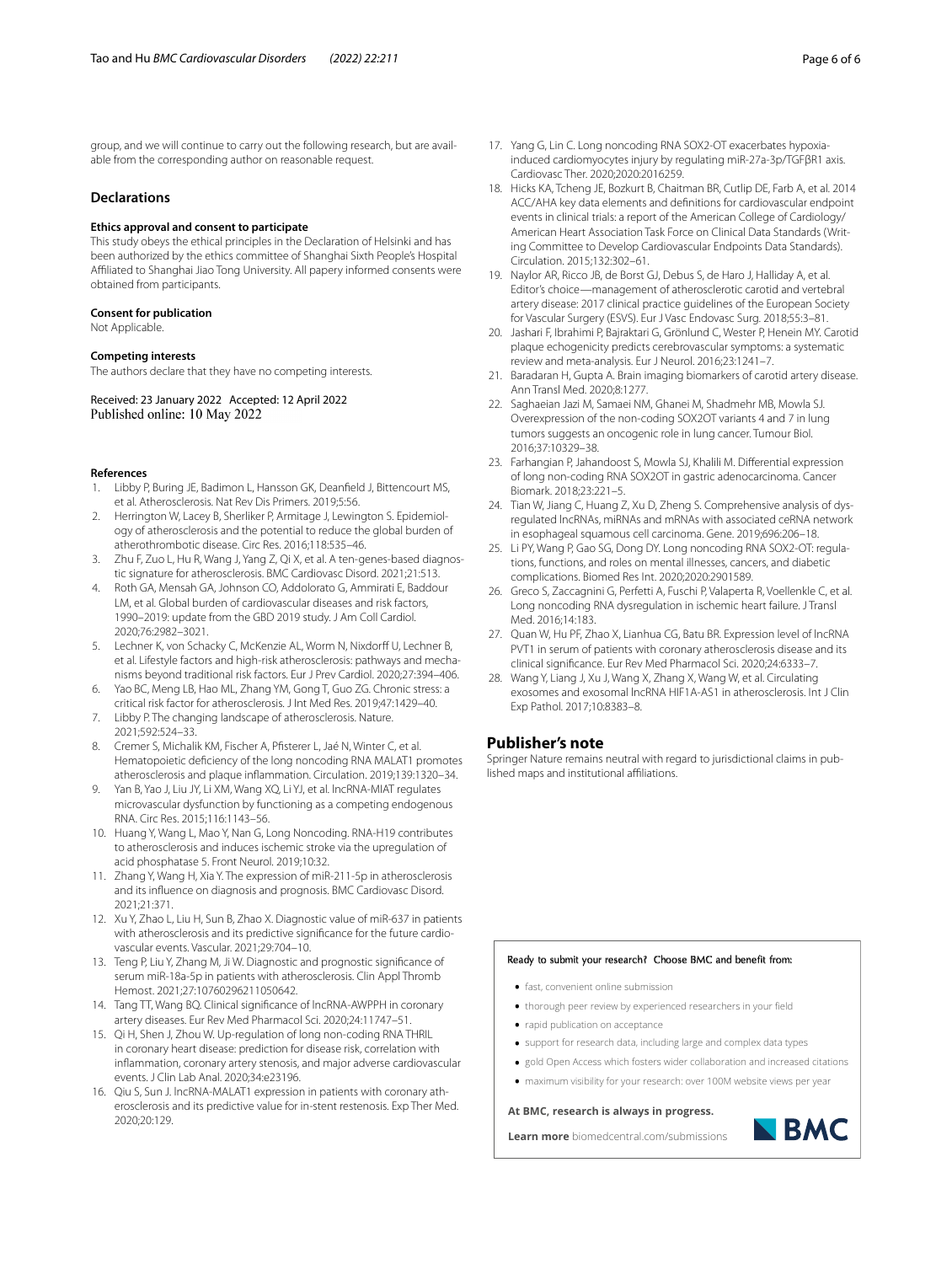group, and we will continue to carry out the following research, but are available from the corresponding author on reasonable request.

## Declarations

### Ethics approval and consent to participate

This study obeys the ethical principles in the Declaration of Helsinki and has been authorized by the ethics committee of Shanghai Sixth People's Hospital Affiliated to Shanghai Jiao Tong University. All papery informed consents were obtained from participants.

### Consent for publication

Not Applicable.

### Competing interests

The authors declare that they have no competing interests.

Received: 23 January 2022 Accepted: 12 April 2022
Published online: 10 May 2022

### References

1. Libby P, Buring JE, Badimon L, Hansson GK, Deanfield J, Bittencourt MS, et al. Atherosclerosis. Nat Rev Dis Primers. 2019;5:56.
2. Herrington W, Lacey B, Sherliker P, Armitage J, Lewington S. Epidemiology of atherosclerosis and the potential to reduce the global burden of atherothrombotic disease. Circ Res. 2016;118:535–46.
3. Zhu F, Zuo L, Hu R, Wang J, Yang Z, Qi X, et al. A ten-genes-based diagnostic signature for atherosclerosis. BMC Cardiovasc Disord. 2021;21:513.
4. Roth GA, Mensah GA, Johnson CO, Addolorato G, Ammirati E, Baddour LM, et al. Global burden of cardiovascular diseases and risk factors, 1990–2019: update from the GBD 2019 study. J Am Coll Cardiol. 2020;76:2982–3021.
5. Lechner K, von Schacky C, McKenzie AL, Worm N, Nixdorff U, Lechner B, et al. Lifestyle factors and high-risk atherosclerosis: pathways and mechanisms beyond traditional risk factors. Eur J Prev Cardiol. 2020;27:394–406.
6. Yao BC, Meng LB, Hao ML, Zhang YM, Gong T, Guo ZG. Chronic stress: a critical risk factor for atherosclerosis. J Int Med Res. 2019;47:1429–40.
7. Libby P. The changing landscape of atherosclerosis. Nature. 2021;592:524–33.
8. Cremer S, Michalik KM, Fischer A, Pfisterer L, Jaé N, Winter C, et al. Hematopoietic deficiency of the long noncoding RNA MALAT1 promotes atherosclerosis and plaque inflammation. Circulation. 2019;139:1320–34.
9. Yan B, Yao J, Liu JY, Li XM, Wang XQ, Li YJ, et al. lncRNA-MIAT regulates microvascular dysfunction by functioning as a competing endogenous RNA. Circ Res. 2015;116:1143–56.
10. Huang Y, Wang L, Mao Y, Nan G, Long Noncoding. RNA-H19 contributes to atherosclerosis and induces ischemic stroke via the upregulation of acid phosphatase 5. Front Neurol. 2019;10:32.
11. Zhang Y, Wang H, Xia Y. The expression of miR-211-5p in atherosclerosis and its influence on diagnosis and prognosis. BMC Cardiovasc Disord. 2021;21:371.
12. Xu Y, Zhao L, Liu H, Sun B, Zhao X. Diagnostic value of miR-637 in patients with atherosclerosis and its predictive significance for the future cardiovascular events. Vascular. 2021;29:704–10.
13. Teng P, Liu Y, Zhang M, Ji W. Diagnostic and prognostic significance of serum miR-18a-5p in patients with atherosclerosis. Clin Appl Thromb Hemost. 2021;27:10760296211050642.
14. Tang TT, Wang BQ. Clinical significance of lncRNA-AWPPH in coronary artery diseases. Eur Rev Med Pharmacol Sci. 2020;24:11747–51.
15. Qi H, Shen J, Zhou W. Up-regulation of long non-coding RNA THRIL in coronary heart disease: prediction for disease risk, correlation with inflammation, coronary artery stenosis, and major adverse cardiovascular events. J Clin Lab Anal. 2020;34:e23196.
16. Qiu S, Sun J. lncRNA-MALAT1 expression in patients with coronary atherosclerosis and its predictive value for in-stent restenosis. Exp Ther Med. 2020;20:129.
17. Yang G, Lin C. Long noncoding RNA SOX2-OT exacerbates hypoxia-induced cardiomyocytes injury by regulating miR-27a-3p/TGFβR1 axis. Cardiovasc Ther. 2020;2020:2016259.
18. Hicks KA, Tcheng JE, Bozkurt B, Chaitman BR, Cutlip DE, Farb A, et al. 2014 ACC/AHA key data elements and definitions for cardiovascular endpoint events in clinical trials: a report of the American College of Cardiology/American Heart Association Task Force on Clinical Data Standards (Writing Committee to Develop Cardiovascular Endpoints Data Standards). Circulation. 2015;132:302–61.
19. Naylor AR, Ricco JB, de Borst GJ, Debus S, de Haro J, Halliday A, et al. Editor's choice—management of atherosclerotic carotid and vertebral artery disease: 2017 clinical practice guidelines of the European Society for Vascular Surgery (ESVS). Eur J Vasc Endovasc Surg. 2018;55:3–81.
20. Jashari F, Ibrahimi P, Bajraktari G, Grönlund C, Wester P, Henein MY. Carotid plaque echogenicity predicts cerebrovascular symptoms: a systematic review and meta-analysis. Eur J Neurol. 2016;23:1241–7.
21. Baradaran H, Gupta A. Brain imaging biomarkers of carotid artery disease. Ann Transl Med. 2020;8:1277.
22. Saghaeian Jazi M, Samaei NM, Ghanei M, Shadmehr MB, Mowla SJ. Overexpression of the non-coding SOX2OT variants 4 and 7 in lung tumors suggests an oncogenic role in lung cancer. Tumour Biol. 2016;37:10329–38.
23. Farhangian P, Jahandoost S, Mowla SJ, Khalili M. Differential expression of long non-coding RNA SOX2OT in gastric adenocarcinoma. Cancer Biomark. 2018;23:221–5.
24. Tian W, Jiang C, Huang Z, Xu D, Zheng S. Comprehensive analysis of dysregulated lncRNAs, miRNAs and mRNAs with associated ceRNA network in esophageal squamous cell carcinoma. Gene. 2019;696:206–18.
25. Li PY, Wang P, Gao SG, Dong DY. Long noncoding RNA SOX2-OT: regulations, functions, and roles on mental illnesses, cancers, and diabetic complications. Biomed Res Int. 2020;2020:2901589.
26. Greco S, Zaccagnini G, Perfetti A, Fuschi P, Valaperta R, Voellenkle C, et al. Long noncoding RNA dysregulation in ischemic heart failure. J Transl Med. 2016;14:183.
27. Quan W, Hu PF, Zhao X, Lianhua CG, Batu BR. Expression level of lncRNA PVT1 in serum of patients with coronary atherosclerosis disease and its clinical significance. Eur Rev Med Pharmacol Sci. 2020;24:6333–7.
28. Wang Y, Liang J, Xu J, Wang X, Zhang X, Wang W, et al. Circulating exosomes and exosomal lncRNA HIF1A-AS1 in atherosclerosis. Int J Clin Exp Pathol. 2017;10:8383–8.

## Publisher's note

Springer Nature remains neutral with regard to jurisdictional claims in published maps and institutional affiliations.

Ready to submit your research? Choose BMC and benefit from:

- fast, convenient online submission
- thorough peer review by experienced researchers in your field
- rapid publication on acceptance
- support for research data, including large and complex data types
- gold Open Access which fosters wider collaboration and increased citations
- maximum visibility for your research: over 100M website views per year

**At BMC, research is always in progress.**

**Learn more** biomedcentral.com/submissions

BMC